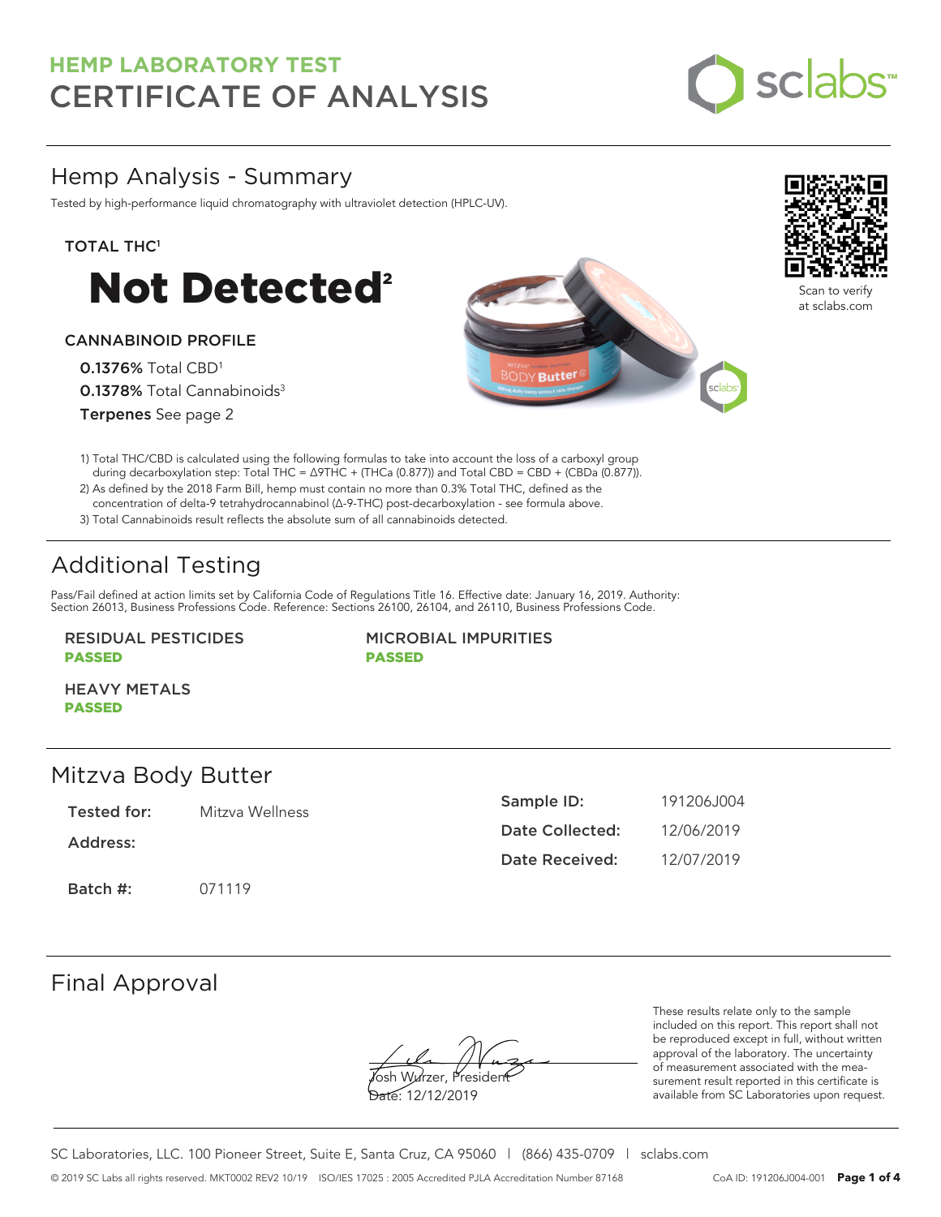## HEMP LABORATORY TEST

# CERTIFICATE OF ANALYSIS

## Hemp Analysis - Summary

Tested by high-performance liquid chromatography with ultraviolet detection (HPLC-UV).

Scan to verify at sclabs.com

### TOTAL THC[1]

# Not Detected[2]

### CANNABINOID PROFILE

**0.1376%** Total CBD[1]

**0.1378%** Total Cannabinoids[3]

**Terpenes** See page 2

1) Total THC/CBD is calculated using the following formulas to take into account the loss of a carboxyl group during decarboxylation step: Total THC = Δ9THC + (THCa (0.877)) and Total CBD = CBD + (CBDa (0.877)).
2) As defined by the 2018 Farm Bill, hemp must contain no more than 0.3% Total THC, defined as the concentration of delta-9 tetrahydrocannabinol (Δ-9-THC) post-decarboxylation - see formula above.
3) Total Cannabinoids result reflects the absolute sum of all cannabinoids detected.

## Additional Testing

Pass/Fail defined at action limits set by California Code of Regulations Title 16. Effective date: January 16, 2019. Authority: Section 26013, Business Professions Code. Reference: Sections 26100, 26104, and 26110, Business Professions Code.

**RESIDUAL PESTICIDES**
**PASSED**

**MICROBIAL IMPURITIES**
**PASSED**

**HEAVY METALS**
**PASSED**

## Mitzva Body Butter

**Tested for:** Mitzva Wellness

**Address:**

**Batch #:** 071119

**Sample ID:** 191206J004

**Date Collected:** 12/06/2019

**Date Received:** 12/07/2019

## Final Approval

Josh Wurzer, President

Date: 12/12/2019

These results relate only to the sample included on this report. This report shall not be reproduced except in full, without written approval of the laboratory. The uncertainty of measurement associated with the measurement result reported in this certificate is available from SC Laboratories upon request.

SC Laboratories, LLC. 100 Pioneer Street, Suite E, Santa Cruz, CA 95060 | (866) 435-0709 | sclabs.com

© 2019 SC Labs all rights reserved. MKT0002 REV2 10/19 ISO/IES 17025 : 2005 Accredited PJLA Accreditation Number 87168 CoA ID: 191206J004-001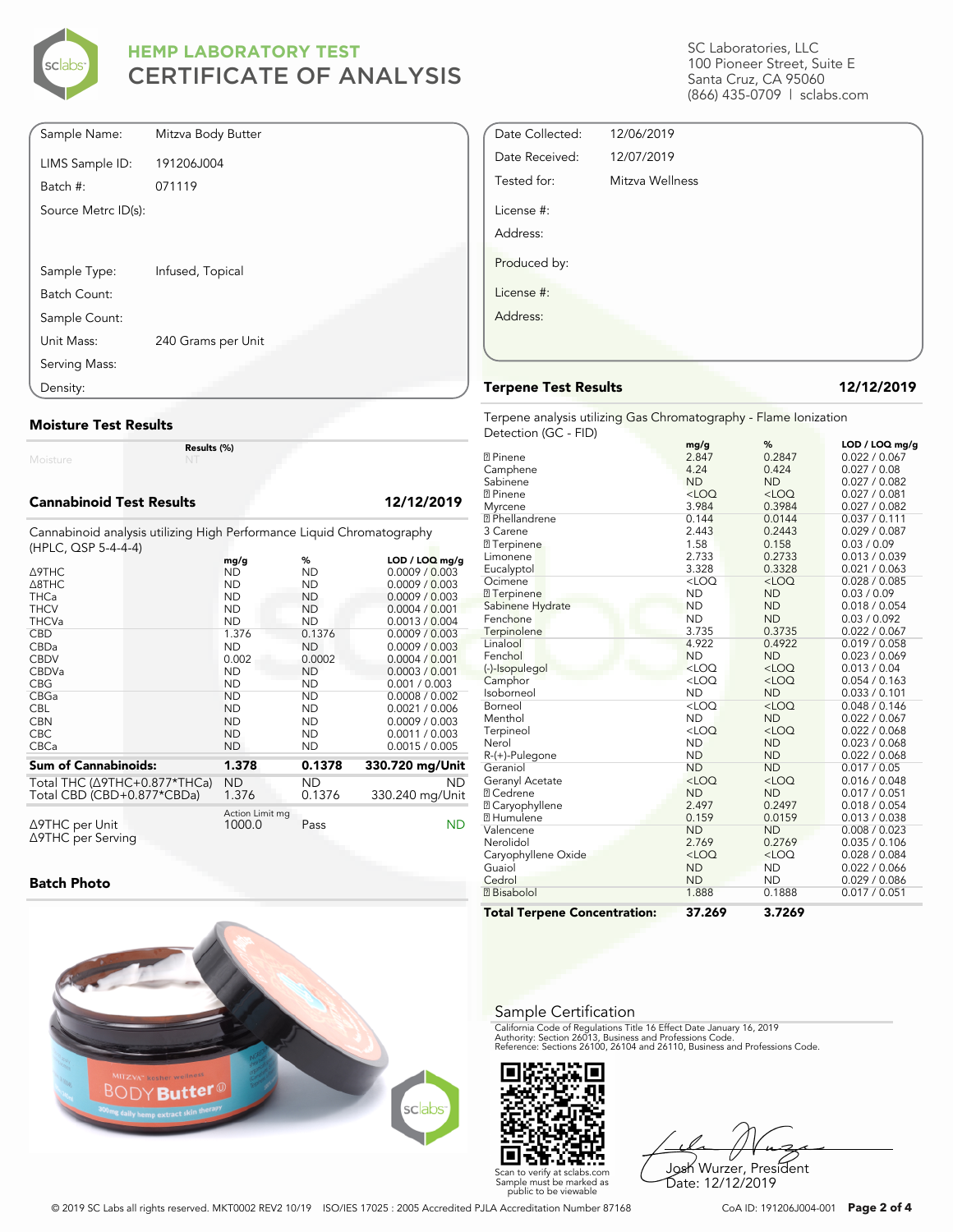# HEMP LABORATORY TEST
# CERTIFICATE OF ANALYSIS

SC Laboratories, LLC
100 Pioneer Street, Suite E
Santa Cruz, CA 95060
(866) 435-0709 | sclabs.com

| | |
|---|---|
| Sample Name: | Mitzva Body Butter |
| LIMS Sample ID: | 191206J004 |
| Batch #: | 071119 |
| Source Metrc ID(s): | |
| Sample Type: | Infused, Topical |
| Batch Count: | |
| Sample Count: | |
| Unit Mass: | 240 Grams per Unit |
| Serving Mass: | |
| Density: | |

| | |
|---|---|
| Date Collected: | 12/06/2019 |
| Date Received: | 12/07/2019 |
| Tested for: | Mitzva Wellness |
| License #: | |
| Address: | |
| Produced by: | |
| License #: | |
| Address: | |

## Moisture Test Results

| | Results (%) |
|---|---|
| Moisture | NT |

## Cannabinoid Test Results — 12/12/2019

Cannabinoid analysis utilizing High Performance Liquid Chromatography (HPLC, QSP 5-4-4-4)

| | mg/g | % | LOD / LOQ mg/g |
|---|---|---|---|
| Δ9THC | ND | ND | 0.0009 / 0.003 |
| Δ8THC | ND | ND | 0.0009 / 0.003 |
| THCa | ND | ND | 0.0009 / 0.003 |
| THCV | ND | ND | 0.0004 / 0.001 |
| THCVa | ND | ND | 0.0013 / 0.004 |
| CBD | 1.376 | 0.1376 | 0.0009 / 0.003 |
| CBDa | ND | ND | 0.0009 / 0.003 |
| CBDV | 0.002 | 0.0002 | 0.0004 / 0.001 |
| CBDVa | ND | ND | 0.0003 / 0.001 |
| CBG | ND | ND | 0.001 / 0.003 |
| CBGa | ND | ND | 0.0008 / 0.002 |
| CBL | ND | ND | 0.0021 / 0.006 |
| CBN | ND | ND | 0.0009 / 0.003 |
| CBC | ND | ND | 0.0011 / 0.003 |
| CBCa | ND | ND | 0.0015 / 0.005 |
| **Sum of Cannabinoids:** | **1.378** | **0.1378** | **330.720 mg/Unit** |
| Total THC (Δ9THC+0.877*THCa) | ND | ND | ND |
| Total CBD (CBD+0.877*CBDa) | 1.376 | 0.1376 | 330.240 mg/Unit |

| | Action Limit mg | | |
|---|---|---|---|
| Δ9THC per Unit | 1000.0 | Pass | ND |
| Δ9THC per Serving | | | |

## Batch Photo

## Terpene Test Results — 12/12/2019

Terpene analysis utilizing Gas Chromatography - Flame Ionization Detection (GC - FID)

| | mg/g | % | LOD / LOQ mg/g |
|---|---|---|---|
| ? Pinene | 2.847 | 0.2847 | 0.022 / 0.067 |
| Camphene | 4.24 | 0.424 | 0.027 / 0.08 |
| Sabinene | ND | ND | 0.027 / 0.082 |
| ? Pinene | <LOQ | <LOQ | 0.027 / 0.081 |
| Myrcene | 3.984 | 0.3984 | 0.027 / 0.082 |
| ? Phellandrene | 0.144 | 0.0144 | 0.037 / 0.111 |
| 3 Carene | 2.443 | 0.2443 | 0.029 / 0.087 |
| ? Terpinene | 1.58 | 0.158 | 0.03 / 0.09 |
| Limonene | 2.733 | 0.2733 | 0.013 / 0.039 |
| Eucalyptol | 3.328 | 0.3328 | 0.021 / 0.063 |
| Ocimene | <LOQ | <LOQ | 0.028 / 0.085 |
| ? Terpinene | ND | ND | 0.03 / 0.09 |
| Sabinene Hydrate | ND | ND | 0.018 / 0.054 |
| Fenchone | ND | ND | 0.03 / 0.092 |
| Terpinolene | 3.735 | 0.3735 | 0.022 / 0.067 |
| Linalool | 4.922 | 0.4922 | 0.019 / 0.058 |
| Fenchol | ND | ND | 0.023 / 0.069 |
| (-)-Isopulegol | <LOQ | <LOQ | 0.013 / 0.04 |
| Camphor | <LOQ | <LOQ | 0.054 / 0.163 |
| Isoborneol | ND | ND | 0.033 / 0.101 |
| Borneol | <LOQ | <LOQ | 0.048 / 0.146 |
| Menthol | ND | ND | 0.022 / 0.067 |
| Terpineol | <LOQ | <LOQ | 0.022 / 0.068 |
| Nerol | ND | ND | 0.023 / 0.068 |
| R-(+)-Pulegone | ND | ND | 0.022 / 0.068 |
| Geraniol | ND | ND | 0.017 / 0.05 |
| Geranyl Acetate | <LOQ | <LOQ | 0.016 / 0.048 |
| ? Cedrene | ND | ND | 0.017 / 0.051 |
| ? Caryophyllene | 2.497 | 0.2497 | 0.018 / 0.054 |
| ? Humulene | 0.159 | 0.0159 | 0.013 / 0.038 |
| Valencene | ND | ND | 0.008 / 0.023 |
| Nerolidol | 2.769 | 0.2769 | 0.035 / 0.106 |
| Caryophyllene Oxide | <LOQ | <LOQ | 0.028 / 0.084 |
| Guaiol | ND | ND | 0.022 / 0.066 |
| Cedrol | ND | ND | 0.029 / 0.086 |
| ? Bisabolol | 1.888 | 0.1888 | 0.017 / 0.051 |
| **Total Terpene Concentration:** | **37.269** | **3.7269** | |

## Sample Certification

California Code of Regulations Title 16 Effect Date January 16, 2019
Authority: Section 26013, Business and Professions Code.
Reference: Sections 26100, 26104 and 26110, Business and Professions Code.

Scan to verify at sclabs.com
Sample must be marked as public to be viewable

Josh Wurzer, President
Date: 12/12/2019

© 2019 SC Labs all rights reserved. MKT0002 REV2 10/19 ISO/IES 17025 : 2005 Accredited PJLA Accreditation Number 87168 CoA ID: 191206J004-001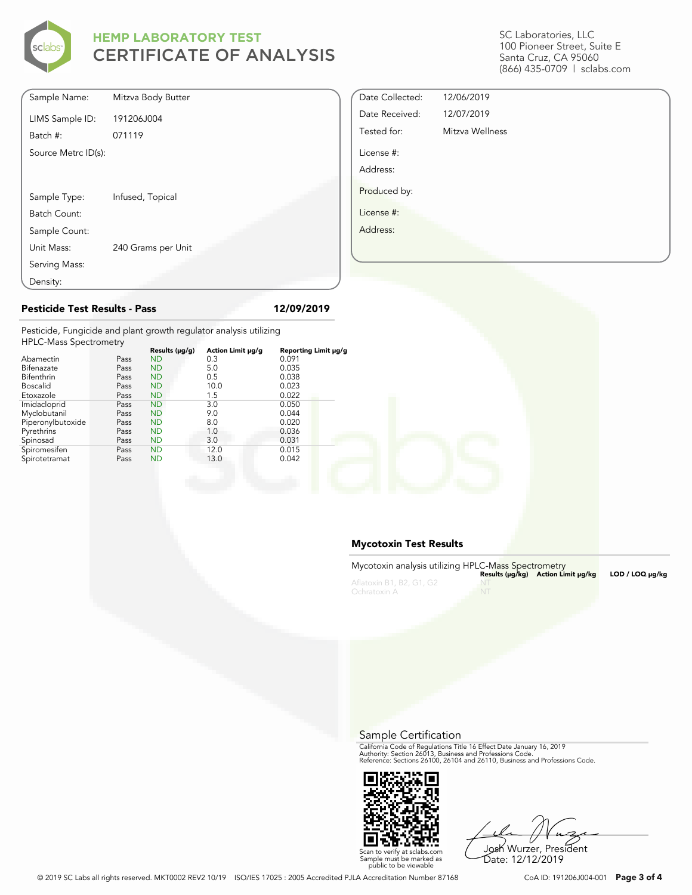# HEMP LABORATORY TEST
# CERTIFICATE OF ANALYSIS

SC Laboratories, LLC
100 Pioneer Street, Suite E
Santa Cruz, CA 95060
(866) 435-0709 | sclabs.com

| | |
|---|---|
| Sample Name: | Mitzva Body Butter |
| LIMS Sample ID: | 191206J004 |
| Batch #: | 071119 |
| Source Metrc ID(s): | |
| Sample Type: | Infused, Topical |
| Batch Count: | |
| Sample Count: | |
| Unit Mass: | 240 Grams per Unit |
| Serving Mass: | |
| Density: | |

| | |
|---|---|
| Date Collected: | 12/06/2019 |
| Date Received: | 12/07/2019 |
| Tested for: | Mitzva Wellness |
| License #: | |
| Address: | |
| Produced by: | |
| License #: | |
| Address: | |

## Pesticide Test Results - Pass

12/09/2019

Pesticide, Fungicide and plant growth regulator analysis utilizing HPLC-Mass Spectrometry

| | | Results (µg/g) | Action Limit µg/g | Reporting Limit µg/g |
|---|---|---|---|---|
| Abamectin | Pass | ND | 0.3 | 0.091 |
| Bifenazate | Pass | ND | 5.0 | 0.035 |
| Bifenthrin | Pass | ND | 0.5 | 0.038 |
| Boscalid | Pass | ND | 10.0 | 0.023 |
| Etoxazole | Pass | ND | 1.5 | 0.022 |
| Imidacloprid | Pass | ND | 3.0 | 0.050 |
| Myclobutanil | Pass | ND | 9.0 | 0.044 |
| Piperonylbutoxide | Pass | ND | 8.0 | 0.020 |
| Pyrethrins | Pass | ND | 1.0 | 0.036 |
| Spinosad | Pass | ND | 3.0 | 0.031 |
| Spiromesifen | Pass | ND | 12.0 | 0.015 |
| Spirotetramat | Pass | ND | 13.0 | 0.042 |

## Mycotoxin Test Results

Mycotoxin analysis utilizing HPLC-Mass Spectrometry

| | Results (µg/kg) | Action Limit µg/kg | LOD / LOQ µg/kg |
|---|---|---|---|
| Aflatoxin B1, B2, G1, G2 | NT | | |
| Ochratoxin A | NT | | |

## Sample Certification

California Code of Regulations Title 16 Effect Date January 16, 2019
Authority: Section 26013, Business and Professions Code.
Reference: Sections 26100, 26104 and 26110, Business and Professions Code.

Scan to verify at sclabs.com
Sample must be marked as public to be viewable

Josh Wurzer, President
Date: 12/12/2019

© 2019 SC Labs all rights reserved. MKT0002 REV2 10/19 ISO/IES 17025 : 2005 Accredited PJLA Accreditation Number 87168

CoA ID: 191206J004-001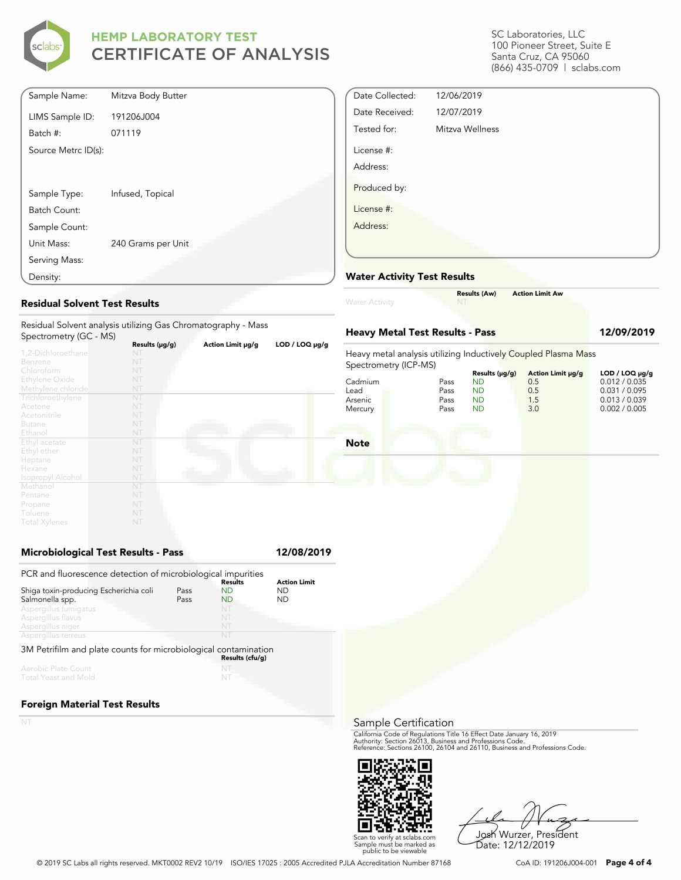# HEMP LABORATORY TEST
# CERTIFICATE OF ANALYSIS

SC Laboratories, LLC
100 Pioneer Street, Suite E
Santa Cruz, CA 95060
(866) 435-0709 | sclabs.com

| | |
|---|---|
| Sample Name: | Mitzva Body Butter |
| LIMS Sample ID: | 191206J004 |
| Batch #: | 071119 |
| Source Metrc ID(s): | |
| Sample Type: | Infused, Topical |
| Batch Count: | |
| Sample Count: | |
| Unit Mass: | 240 Grams per Unit |
| Serving Mass: | |
| Density: | |

| | |
|---|---|
| Date Collected: | 12/06/2019 |
| Date Received: | 12/07/2019 |
| Tested for: | Mitzva Wellness |
| License #: | |
| Address: | |
| Produced by: | |
| License #: | |
| Address: | |

## Residual Solvent Test Results

Residual Solvent analysis utilizing Gas Chromatography - Mass Spectrometry (GC - MS)

| | Results (µg/g) | Action Limit µg/g | LOD / LOQ µg/g |
|---|---|---|---|
| 1,2-Dichloroethane | NT | | |
| Benzene | NT | | |
| Chloroform | NT | | |
| Ethylene Oxide | NT | | |
| Methylene chloride | NT | | |
| Trichloroethylene | NT | | |
| Acetone | NT | | |
| Acetonitrile | NT | | |
| Butane | NT | | |
| Ethanol | NT | | |
| Ethyl acetate | NT | | |
| Ethyl ether | NT | | |
| Heptane | NT | | |
| Hexane | NT | | |
| Isopropyl Alcohol | NT | | |
| Methanol | NT | | |
| Pentane | NT | | |
| Propane | NT | | |
| Toluene | NT | | |
| Total Xylenes | NT | | |

## Water Activity Test Results

| | Results (Aw) | Action Limit Aw |
|---|---|---|
| Water Activity | NT | |

## Heavy Metal Test Results - Pass

12/09/2019

Heavy metal analysis utilizing Inductively Coupled Plasma Mass Spectrometry (ICP-MS)

| | | Results (µg/g) | Action Limit µg/g | LOD / LOQ µg/g |
|---|---|---|---|---|
| Cadmium | Pass | ND | 0.5 | 0.012 / 0.035 |
| Lead | Pass | ND | 0.5 | 0.031 / 0.095 |
| Arsenic | Pass | ND | 1.5 | 0.013 / 0.039 |
| Mercury | Pass | ND | 3.0 | 0.002 / 0.005 |

## Note

## Microbiological Test Results - Pass

12/08/2019

PCR and fluorescence detection of microbiological impurities

| | | Results | Action Limit |
|---|---|---|---|
| Shiga toxin-producing Escherichia coli | Pass | ND | ND |
| Salmonella spp. | Pass | ND | ND |
| Aspergillus fumigatus | | NT | |
| Aspergillus flavus | | NT | |
| Aspergillus niger | | NT | |
| Aspergillus terreus | | NT | |

3M Petrifilm and plate counts for microbiological contamination

| | Results (cfu/g) |
|---|---|
| Aerobic Plate Count | NT |
| Total Yeast and Mold | NT |

## Foreign Material Test Results

NT

## Sample Certification

California Code of Regulations Title 16 Effect Date January 16, 2019
Authority: Section 26013, Business and Professions Code.
Reference: Sections 26100, 26104 and 26110, Business and Professions Code.

Scan to verify at sclabs.com
Sample must be marked as public to be viewable

Josh Wurzer, President
Date: 12/12/2019

© 2019 SC Labs all rights reserved. MKT0002 REV2 10/19 ISO/IES 17025 : 2005 Accredited PJLA Accreditation Number 87168

CoA ID: 191206J004-001